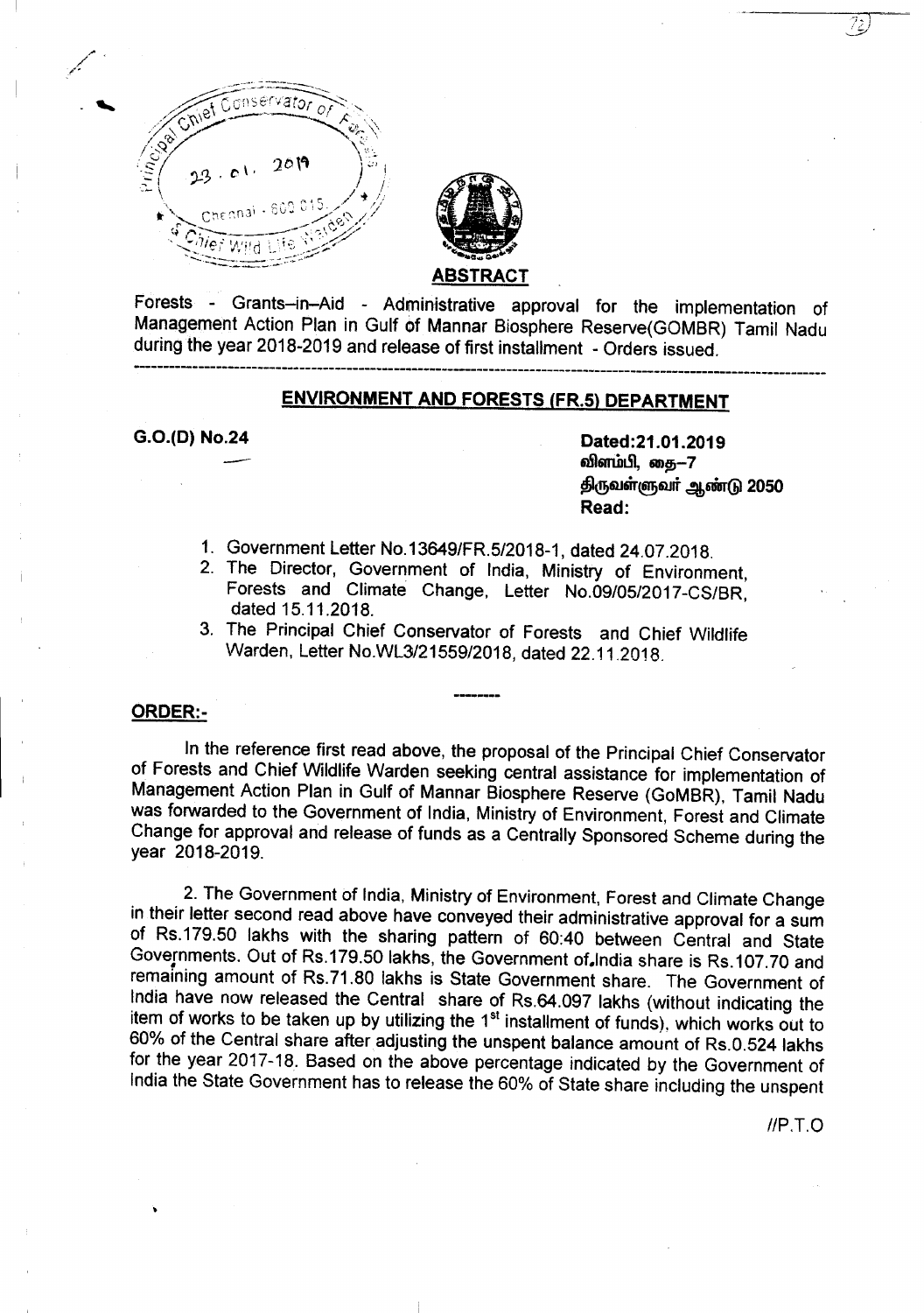## ABSTRACT

Forests - Grants–in–Aid - Administrative approval for the implementation of Management Action Plan in Gulf of Mannar Biosphere Reserve(GOMBR) Tamil Nadu during the year 2018-2019 and release of first installment - Orders issued.

---

## ENVIRONMENT AND FORESTS (FR.5) DEPARTMENT

**G.O.(D) No.24**

**Dated:21.01.2019**
**விளம்பி, தை–7**
**திருவள்ளுவர் ஆண்டு 2050**
**Read:**

1. Government Letter No.13649/FR.5/2018-1, dated 24.07.2018.
2. The Director, Government of India, Ministry of Environment, Forests and Climate Change, Letter No.09/05/2017-CS/BR, dated 15.11.2018.
3. The Principal Chief Conservator of Forests and Chief Wildlife Warden, Letter No.WL3/21559/2018, dated 22.11.2018.

---

**ORDER:-**

In the reference first read above, the proposal of the Principal Chief Conservator of Forests and Chief Wildlife Warden seeking central assistance for implementation of Management Action Plan in Gulf of Mannar Biosphere Reserve (GoMBR), Tamil Nadu was forwarded to the Government of India, Ministry of Environment, Forest and Climate Change for approval and release of funds as a Centrally Sponsored Scheme during the year 2018-2019.

2. The Government of India, Ministry of Environment, Forest and Climate Change in their letter second read above have conveyed their administrative approval for a sum of Rs.179.50 lakhs with the sharing pattern of 60:40 between Central and State Governments. Out of Rs.179.50 lakhs, the Government of India share is Rs.107.70 and remaining amount of Rs.71.80 lakhs is State Government share. The Government of India have now released the Central share of Rs.64.097 lakhs (without indicating the item of works to be taken up by utilizing the 1st installment of funds), which works out to 60% of the Central share after adjusting the unspent balance amount of Rs.0.524 lakhs for the year 2017-18. Based on the above percentage indicated by the Government of India the State Government has to release the 60% of State share including the unspent

//P.T.O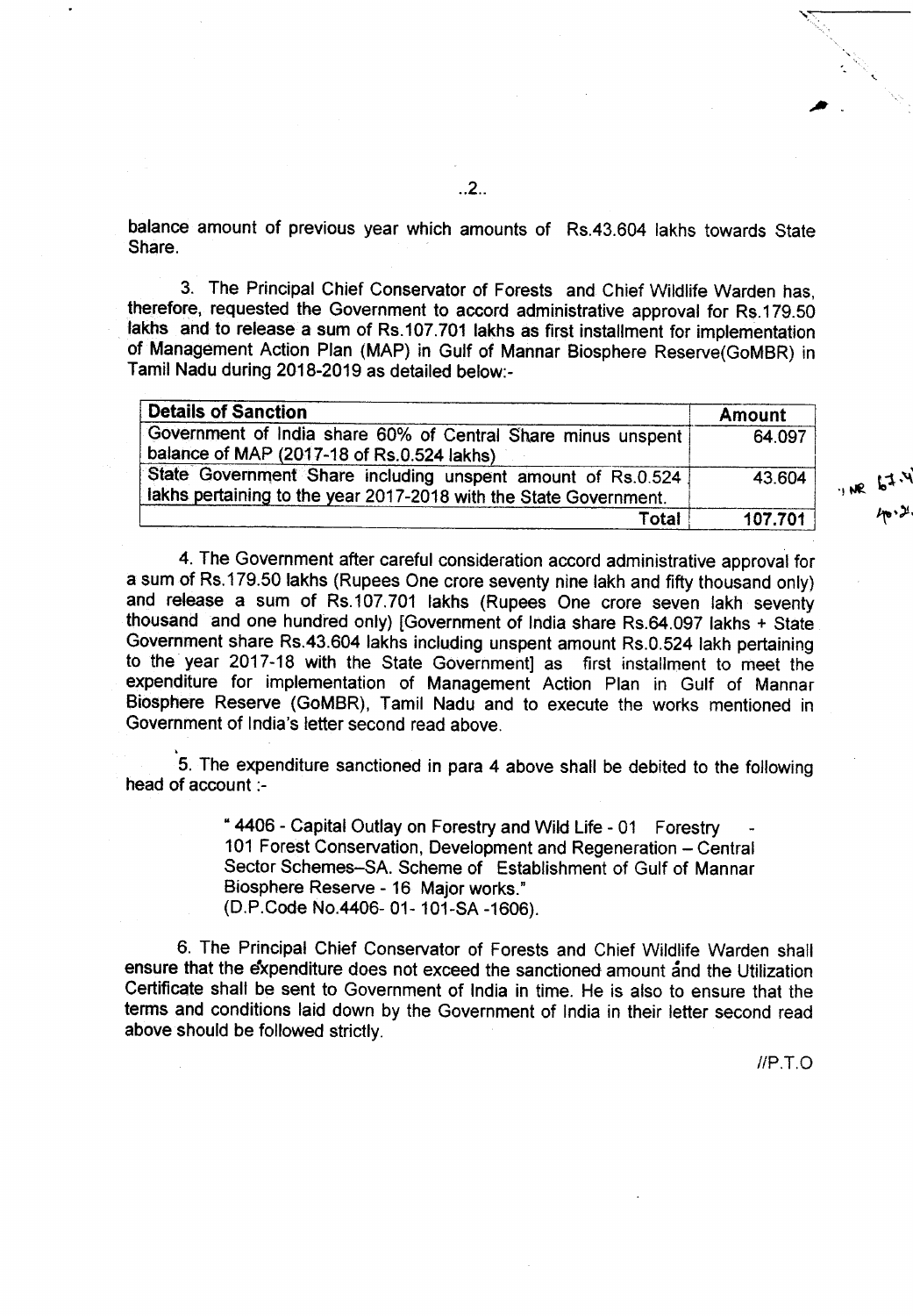balance amount of previous year which amounts of Rs.43.604 lakhs towards State Share.

3. The Principal Chief Conservator of Forests and Chief Wildlife Warden has, therefore, requested the Government to accord administrative approval for Rs.179.50 lakhs and to release a sum of Rs.107.701 lakhs as first installment for implementation of Management Action Plan (MAP) in Gulf of Mannar Biosphere Reserve(GoMBR) in Tamil Nadu during 2018-2019 as detailed below:-

| Details of Sanction | Amount |
|---|---|
| Government of India share 60% of Central Share minus unspent balance of MAP (2017-18 of Rs.0.524 lakhs) | 64.097 |
| State Government Share including unspent amount of Rs.0.524 lakhs pertaining to the year 2017-2018 with the State Government. | 43.604 |
| Total | 107.701 |

4. The Government after careful consideration accord administrative approval for a sum of Rs.179.50 lakhs (Rupees One crore seventy nine lakh and fifty thousand only) and release a sum of Rs.107.701 lakhs (Rupees One crore seven lakh seventy thousand and one hundred only) [Government of India share Rs.64.097 lakhs + State Government share Rs.43.604 lakhs including unspent amount Rs.0.524 lakh pertaining to the year 2017-18 with the State Government] as first installment to meet the expenditure for implementation of Management Action Plan in Gulf of Mannar Biosphere Reserve (GoMBR), Tamil Nadu and to execute the works mentioned in Government of India's letter second read above.

5. The expenditure sanctioned in para 4 above shall be debited to the following head of account :-

> "4406 - Capital Outlay on Forestry and Wild Life - 01 Forestry - 101 Forest Conservation, Development and Regeneration – Central Sector Schemes–SA. Scheme of Establishment of Gulf of Mannar Biosphere Reserve - 16 Major works."
> (D.P.Code No.4406- 01- 101-SA -1606).

6. The Principal Chief Conservator of Forests and Chief Wildlife Warden shall ensure that the expenditure does not exceed the sanctioned amount and the Utilization Certificate shall be sent to Government of India in time. He is also to ensure that the terms and conditions laid down by the Government of India in their letter second read above should be followed strictly.

//P.T.O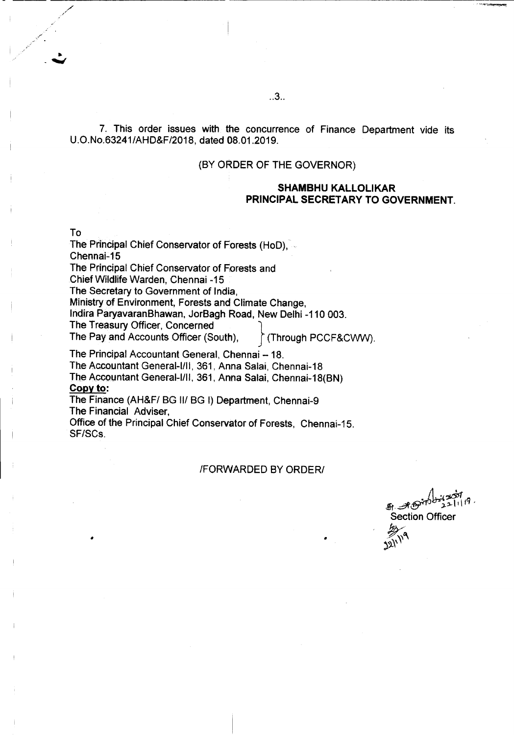7. This order issues with the concurrence of Finance Department vide its U.O.No.63241/AHD&F/2018, dated 08.01.2019.

(BY ORDER OF THE GOVERNOR)

**SHAMBHU KALLOLIKAR**
**PRINCIPAL SECRETARY TO GOVERNMENT.**

To
The Principal Chief Conservator of Forests (HoD), Chennai-15
The Principal Chief Conservator of Forests and Chief Wildlife Warden, Chennai -15
The Secretary to Government of India, Ministry of Environment, Forests and Climate Change, Indira ParyavaranBhawan, JorBagh Road, New Delhi -110 003.
The Treasury Officer, Concerned
The Pay and Accounts Officer (South), } (Through PCCF&CWW).
The Principal Accountant General, Chennai – 18.
The Accountant General-I/II, 361, Anna Salai, Chennai-18
The Accountant General-I/II, 361, Anna Salai, Chennai-18(BN)

**Copy to:**
The Finance (AH&F/ BG II/ BG I) Department, Chennai-9
The Financial Adviser, Office of the Principal Chief Conservator of Forests, Chennai-15.
SF/SCs.

/FORWARDED BY ORDER/

Section Officer